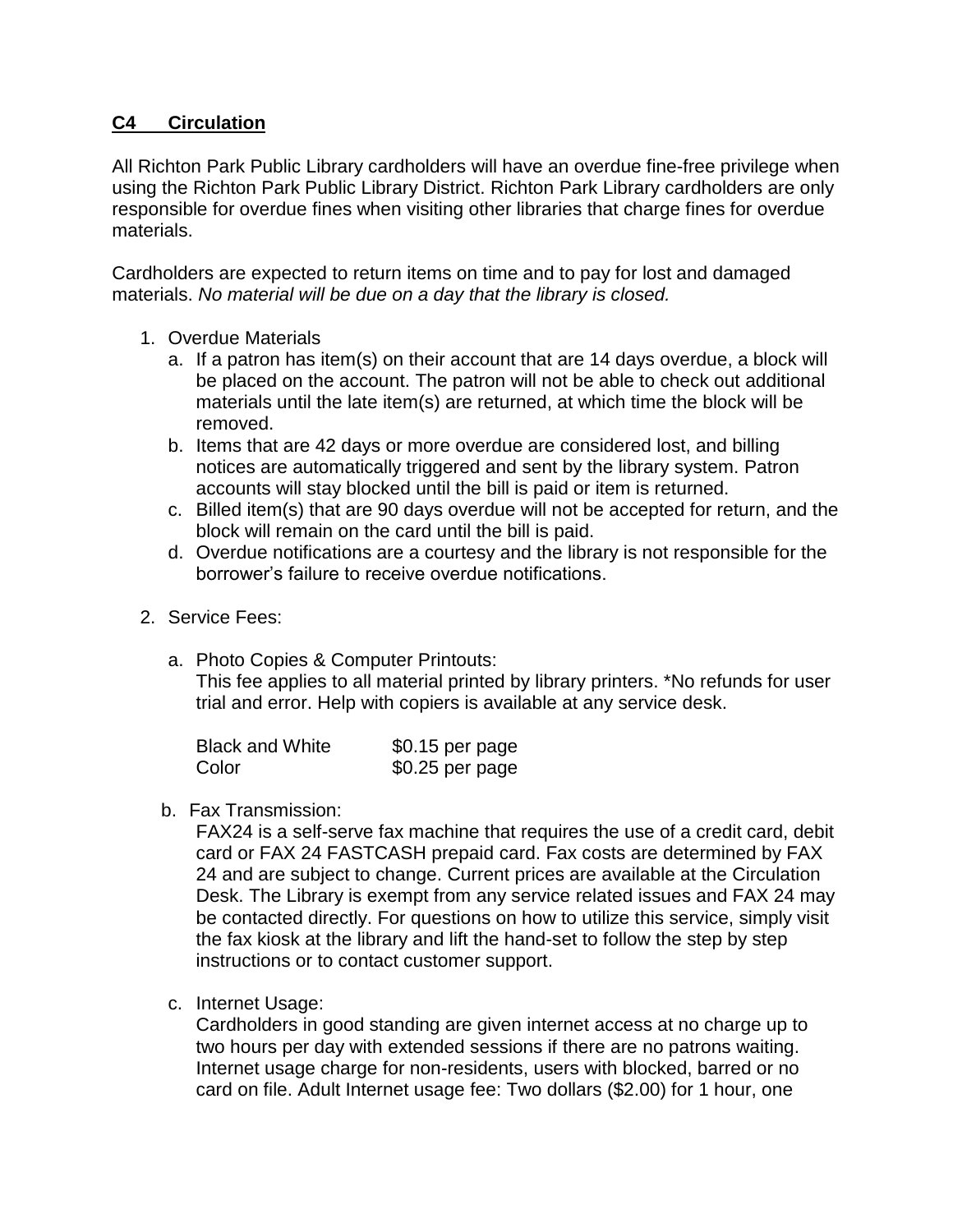## **C4 Circulation**

All Richton Park Public Library cardholders will have an overdue fine-free privilege when using the Richton Park Public Library District. Richton Park Library cardholders are only responsible for overdue fines when visiting other libraries that charge fines for overdue materials.

Cardholders are expected to return items on time and to pay for lost and damaged materials. *No material will be due on a day that the library is closed.*

1. Overdue Materials
   a. If a patron has item(s) on their account that are 14 days overdue, a block will be placed on the account. The patron will not be able to check out additional materials until the late item(s) are returned, at which time the block will be removed.
   b. Items that are 42 days or more overdue are considered lost, and billing notices are automatically triggered and sent by the library system. Patron accounts will stay blocked until the bill is paid or item is returned.
   c. Billed item(s) that are 90 days overdue will not be accepted for return, and the block will remain on the card until the bill is paid.
   d. Overdue notifications are a courtesy and the library is not responsible for the borrower's failure to receive overdue notifications.

2. Service Fees:

   a. Photo Copies & Computer Printouts:
   This fee applies to all material printed by library printers. *No refunds for user trial and error. Help with copiers is available at any service desk.

   | | |
   |---|---|
   | Black and White | $0.15 per page |
   | Color | $0.25 per page |

   b. Fax Transmission:
   FAX24 is a self-serve fax machine that requires the use of a credit card, debit card or FAX 24 FASTCASH prepaid card. Fax costs are determined by FAX 24 and are subject to change. Current prices are available at the Circulation Desk. The Library is exempt from any service related issues and FAX 24 may be contacted directly. For questions on how to utilize this service, simply visit the fax kiosk at the library and lift the hand-set to follow the step by step instructions or to contact customer support.

   c. Internet Usage:
   Cardholders in good standing are given internet access at no charge up to two hours per day with extended sessions if there are no patrons waiting. Internet usage charge for non-residents, users with blocked, barred or no card on file. Adult Internet usage fee: Two dollars ($2.00) for 1 hour, one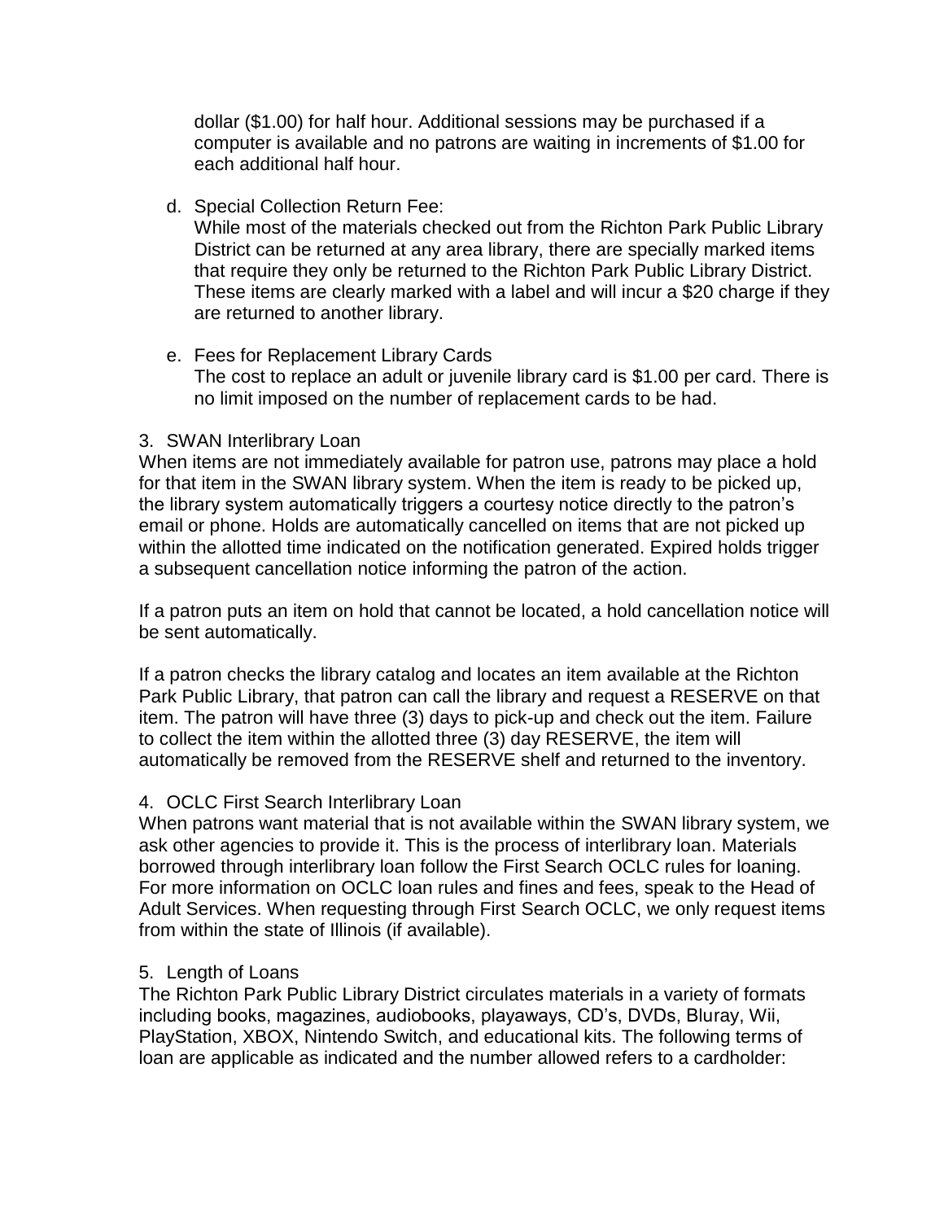dollar ($1.00) for half hour. Additional sessions may be purchased if a computer is available and no patrons are waiting in increments of $1.00 for each additional half hour.

d. Special Collection Return Fee:
   While most of the materials checked out from the Richton Park Public Library District can be returned at any area library, there are specially marked items that require they only be returned to the Richton Park Public Library District. These items are clearly marked with a label and will incur a $20 charge if they are returned to another library.

e. Fees for Replacement Library Cards
   The cost to replace an adult or juvenile library card is $1.00 per card. There is no limit imposed on the number of replacement cards to be had.

3. SWAN Interlibrary Loan

When items are not immediately available for patron use, patrons may place a hold for that item in the SWAN library system. When the item is ready to be picked up, the library system automatically triggers a courtesy notice directly to the patron's email or phone. Holds are automatically cancelled on items that are not picked up within the allotted time indicated on the notification generated. Expired holds trigger a subsequent cancellation notice informing the patron of the action.

If a patron puts an item on hold that cannot be located, a hold cancellation notice will be sent automatically.

If a patron checks the library catalog and locates an item available at the Richton Park Public Library, that patron can call the library and request a RESERVE on that item. The patron will have three (3) days to pick-up and check out the item. Failure to collect the item within the allotted three (3) day RESERVE, the item will automatically be removed from the RESERVE shelf and returned to the inventory.

4. OCLC First Search Interlibrary Loan

When patrons want material that is not available within the SWAN library system, we ask other agencies to provide it. This is the process of interlibrary loan. Materials borrowed through interlibrary loan follow the First Search OCLC rules for loaning. For more information on OCLC loan rules and fines and fees, speak to the Head of Adult Services. When requesting through First Search OCLC, we only request items from within the state of Illinois (if available).

5. Length of Loans

The Richton Park Public Library District circulates materials in a variety of formats including books, magazines, audiobooks, playaways, CD's, DVDs, Bluray, Wii, PlayStation, XBOX, Nintendo Switch, and educational kits. The following terms of loan are applicable as indicated and the number allowed refers to a cardholder: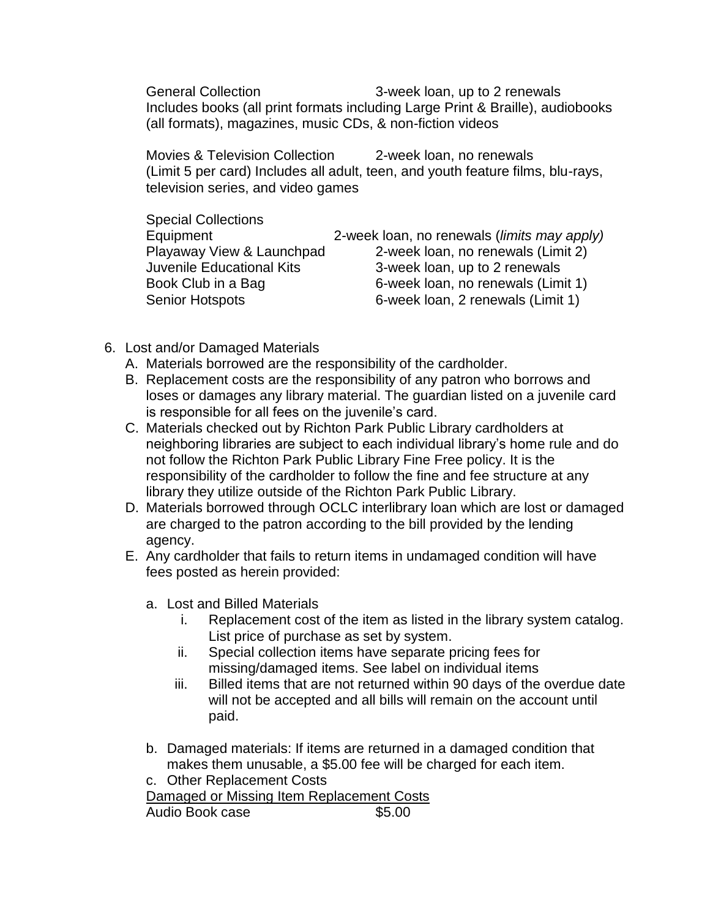General Collection — 3-week loan, up to 2 renewals
Includes books (all print formats including Large Print & Braille), audiobooks (all formats), magazines, music CDs, & non-fiction videos

Movies & Television Collection — 2-week loan, no renewals
(Limit 5 per card) Includes all adult, teen, and youth feature films, blu-rays, television series, and video games

Special Collections

| | |
|---|---|
| Equipment | 2-week loan, no renewals (*limits may apply)* |
| Playaway View & Launchpad | 2-week loan, no renewals (Limit 2) |
| Juvenile Educational Kits | 3-week loan, up to 2 renewals |
| Book Club in a Bag | 6-week loan, no renewals (Limit 1) |
| Senior Hotspots | 6-week loan, 2 renewals (Limit 1) |

6. Lost and/or Damaged Materials
   A. Materials borrowed are the responsibility of the cardholder.
   B. Replacement costs are the responsibility of any patron who borrows and loses or damages any library material. The guardian listed on a juvenile card is responsible for all fees on the juvenile's card.
   C. Materials checked out by Richton Park Public Library cardholders at neighboring libraries are subject to each individual library's home rule and do not follow the Richton Park Public Library Fine Free policy. It is the responsibility of the cardholder to follow the fine and fee structure at any library they utilize outside of the Richton Park Public Library.
   D. Materials borrowed through OCLC interlibrary loan which are lost or damaged are charged to the patron according to the bill provided by the lending agency.
   E. Any cardholder that fails to return items in undamaged condition will have fees posted as herein provided:

      a. Lost and Billed Materials
         i. Replacement cost of the item as listed in the library system catalog. List price of purchase as set by system.
         ii. Special collection items have separate pricing fees for missing/damaged items. See label on individual items
         iii. Billed items that are not returned within 90 days of the overdue date will not be accepted and all bills will remain on the account until paid.

      b. Damaged materials: If items are returned in a damaged condition that makes them unusable, a $5.00 fee will be charged for each item.

      c. Other Replacement Costs

<u>Damaged or Missing Item Replacement Costs</u>

| | |
|---|---|
| Audio Book case | $5.00 |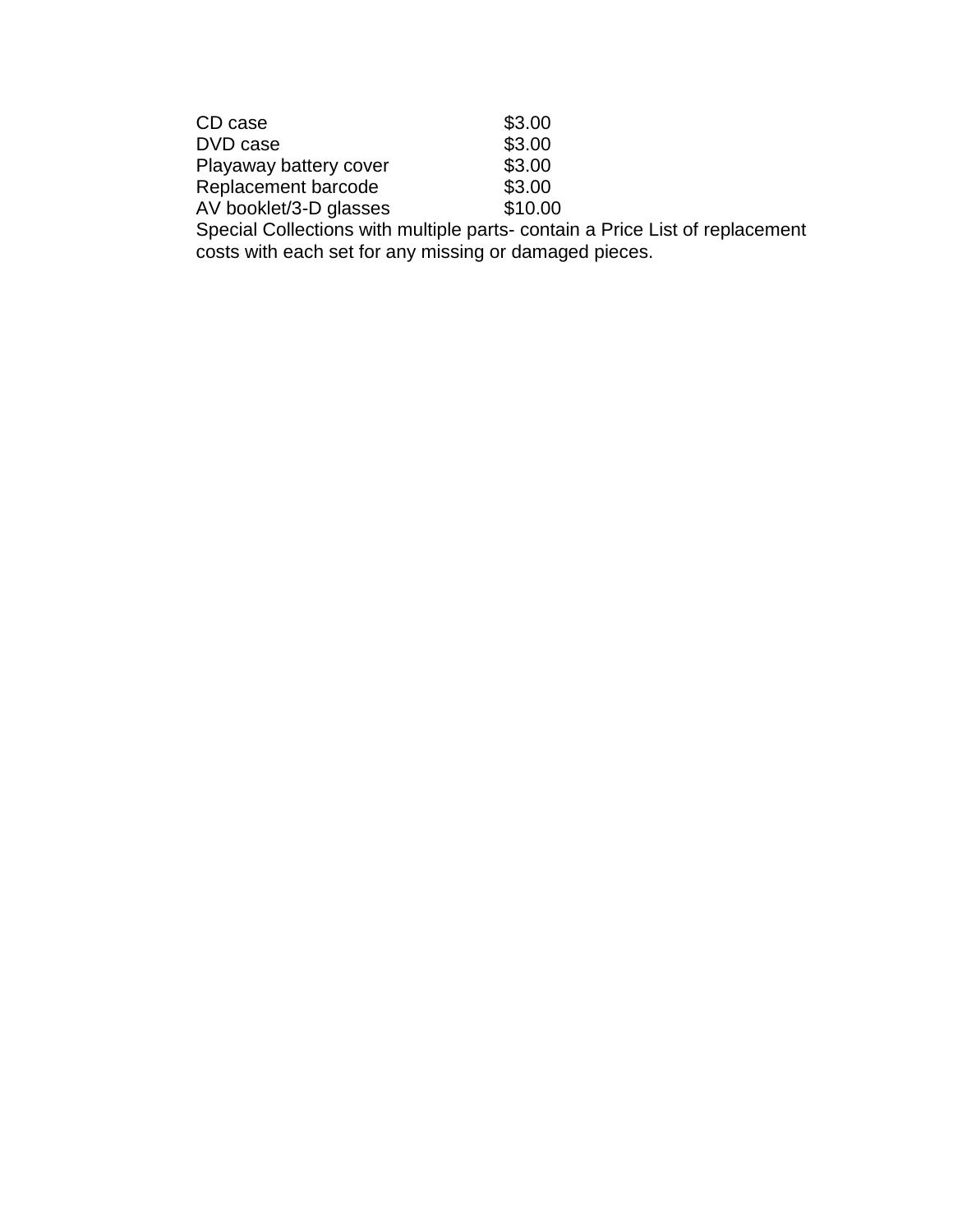| | |
|---|---|
| CD case | $3.00 |
| DVD case | $3.00 |
| Playaway battery cover | $3.00 |
| Replacement barcode | $3.00 |
| AV booklet/3-D glasses | $10.00 |

Special Collections with multiple parts- contain a Price List of replacement costs with each set for any missing or damaged pieces.